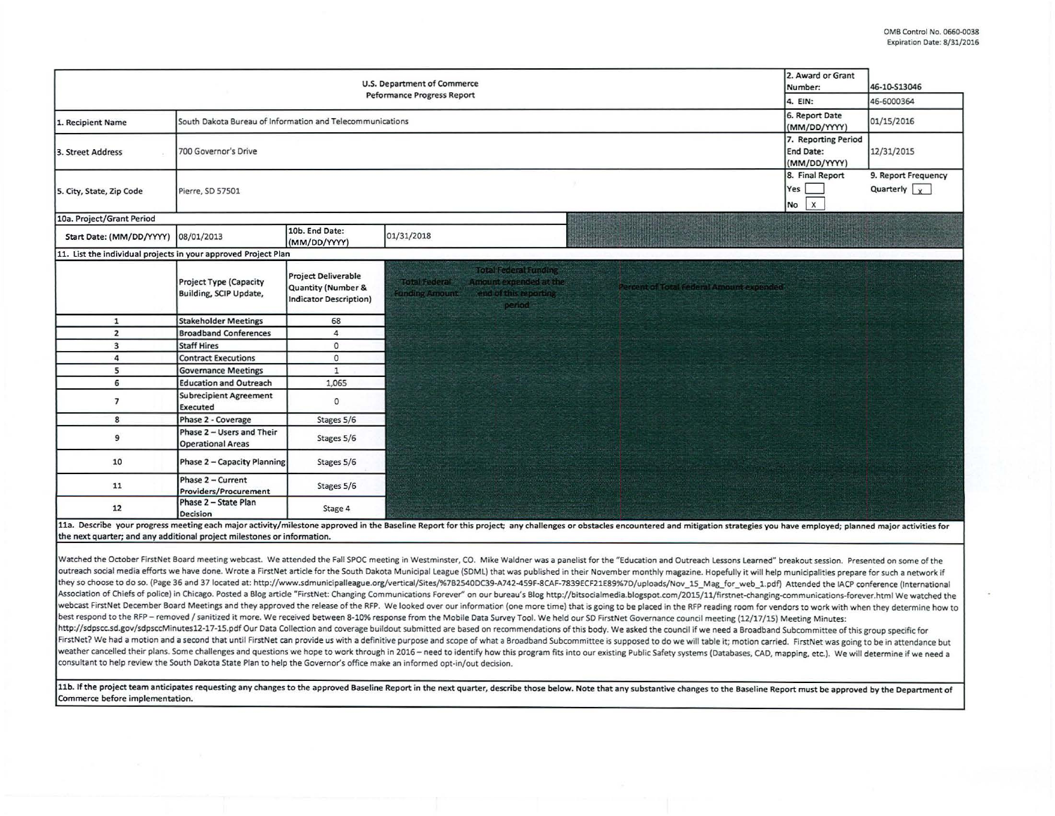OMB Control No. 0660-0038
Expiration Date: 8/31/2016

| U.S. Department of Commerce<br>Peformance Progress Report | | 2. Award or Grant Number: | 46-10-S13046 |
|---|---|---|---|
| | | 4. EIN: | 46-6000364 |
| 1. Recipient Name | South Dakota Bureau of Information and Telecommunications | 6. Report Date (MM/DD/YYYY) | 01/15/2016 |
| 3. Street Address | 700 Governor's Drive | 7. Reporting Period End Date: (MM/DD/YYYY) | 12/31/2015 |
| 5. City, State, Zip Code | Pierre, SD 57501 | 8. Final Report<br>Yes [ ]<br>No [X] | 9. Report Frequency<br>Quarterly [X] |

**10a. Project/Grant Period**

| Start Date: (MM/DD/YYYY) | 08/01/2013 | 10b. End Date: (MM/DD/YYYY) | 01/31/2018 |
|---|---|---|---|

**11. List the individual projects in your approved Project Plan**

| | Project Type (Capacity Building, SCIP Update, | Project Deliverable Quantity (Number & Indicator Description) | Total Federal Funding Amount | Total Federal Funding Amount expended at the end of this reporting period | Percent of Total Federal Amount expended |
|---|---|---|---|---|---|
| 1 | Stakeholder Meetings | 68 | | | |
| 2 | Broadband Conferences | 4 | | | |
| 3 | Staff Hires | 0 | | | |
| 4 | Contract Executions | 0 | | | |
| 5 | Governance Meetings | 1 | | | |
| 6 | Education and Outreach | 1,065 | | | |
| 7 | Subrecipient Agreement Executed | 0 | | | |
| 8 | Phase 2 - Coverage | Stages 5/6 | | | |
| 9 | Phase 2 – Users and Their Operational Areas | Stages 5/6 | | | |
| 10 | Phase 2 – Capacity Planning | Stages 5/6 | | | |
| 11 | Phase 2 – Current Providers/Procurement | Stages 5/6 | | | |
| 12 | Phase 2 – State Plan Decision | Stage 4 | | | |

**11a. Describe your progress meeting each major activity/milestone approved in the Baseline Report for this project; any challenges or obstacles encountered and mitigation strategies you have employed; planned major activities for the next quarter; and any additional project milestones or information.**

Watched the October FirstNet Board meeting webcast. We attended the Fall SPOC meeting in Westminster, CO. Mike Waldner was a panelist for the "Education and Outreach Lessons Learned" breakout session. Presented on some of the outreach social media efforts we have done. Wrote a FirstNet article for the South Dakota Municipal League (SDML) that was published in their November monthly magazine. Hopefully it will help municipalities prepare for such a network if they so choose to do so. (Page 36 and 37 located at: http://www.sdmunicipalleague.org/vertical/Sites/%7B2540DC39-A742-459F-8CAF-7839ECF21E89%7D/uploads/Nov_15_Mag_for_web_1.pdf) Attended the IACP conference (International Association of Chiefs of police) in Chicago. Posted a Blog article "FirstNet: Changing Communications Forever" on our bureau's Blog http://bitsocialmedia.blogspot.com/2015/11/firstnet-changing-communications-forever.html We watched the webcast FirstNet December Board Meetings and they approved the release of the RFP. We looked over our information (one more time) that is going to be placed in the RFP reading room for vendors to work with when they determine how to best respond to the RFP – removed / sanitized it more. We received between 8-10% response from the Mobile Data Survey Tool. We held our SD FirstNet Governance council meeting (12/17/15) Meeting Minutes: http://sdpscc.sd.gov/sdpsccMinutes12-17-15.pdf Our Data Collection and coverage buildout submitted are based on recommendations of this body. We asked the council if we need a Broadband Subcommittee of this group specific for FirstNet? We had a motion and a second that until FirstNet can provide us with a definitive purpose and scope of what a Broadband Subcommittee is supposed to do we will table it; motion carried. FirstNet was going to be in attendance but weather cancelled their plans. Some challenges and questions we hope to work through in 2016 – need to identify how this program fits into our existing Public Safety systems (Databases, CAD, mapping, etc.). We will determine if we need a consultant to help review the South Dakota State Plan to help the Governor's office make an informed opt-in/out decision.

**11b. If the project team anticipates requesting any changes to the approved Baseline Report in the next quarter, describe those below. Note that any substantive changes to the Baseline Report must be approved by the Department of Commerce before implementation.**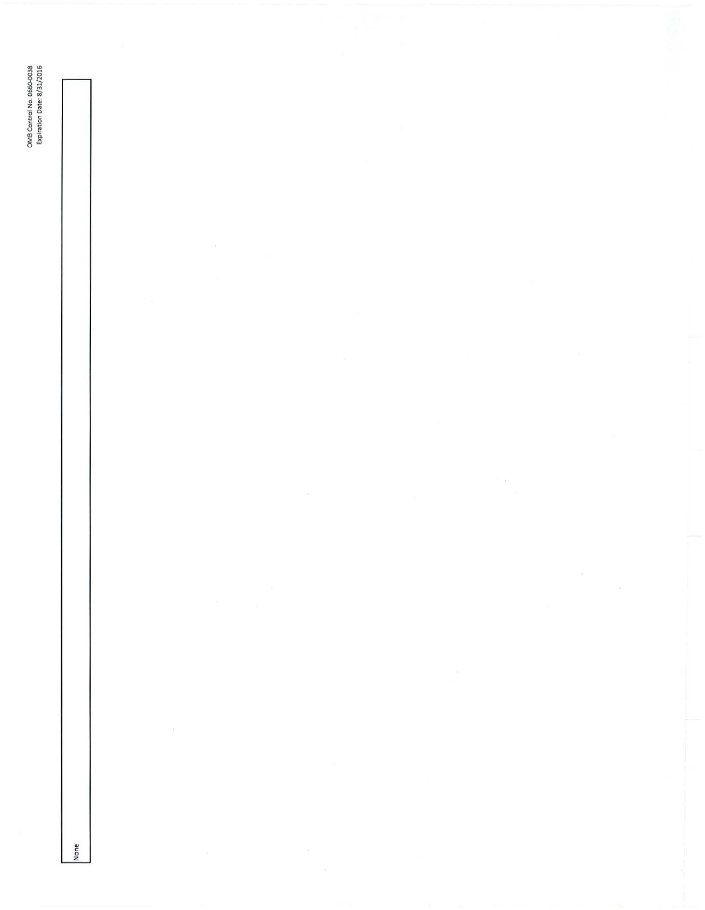OMB Control No. 0660-0038
Expiration Date: 8/31/2016

None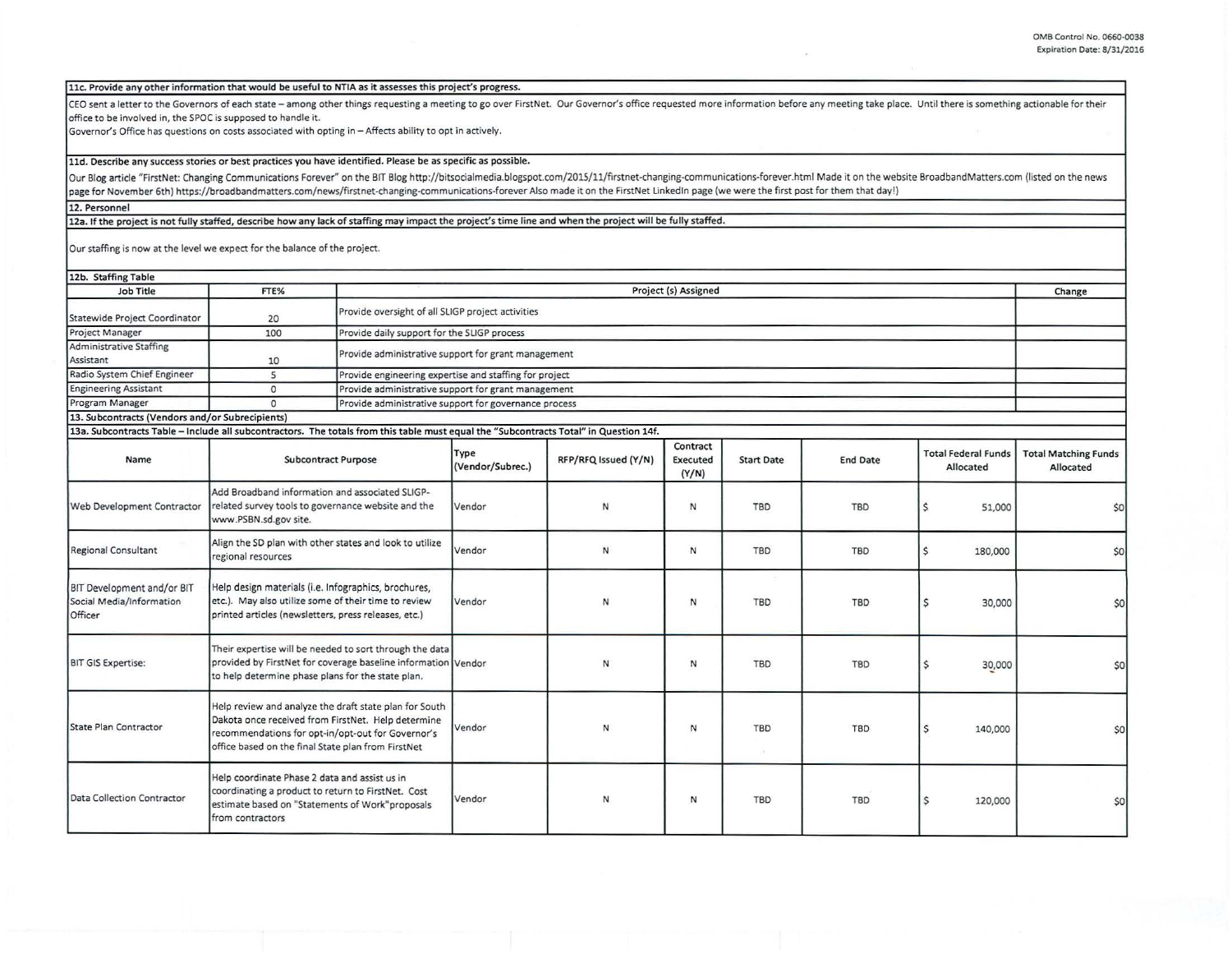**11c. Provide any other information that would be useful to NTIA as it assesses this project's progress.**

CEO sent a letter to the Governors of each state – among other things requesting a meeting to go over FirstNet. Our Governor's office requested more information before any meeting take place. Until there is something actionable for their office to be involved in, the SPOC is supposed to handle it.
Governor's Office has questions on costs associated with opting in – Affects ability to opt in actively.

**11d. Describe any success stories or best practices you have identified. Please be as specific as possible.**

Our Blog article "FirstNet: Changing Communications Forever" on the BIT Blog http://bitsocialmedia.blogspot.com/2015/11/firstnet-changing-communications-forever.html Made it on the website BroadbandMatters.com (listed on the news page for November 6th) https://broadbandmatters.com/news/firstnet-changing-communications-forever Also made it on the FirstNet LinkedIn page (we were the first post for them that day!)

**12. Personnel**

**12a. If the project is not fully staffed, describe how any lack of staffing may impact the project's time line and when the project will be fully staffed.**

Our staffing is now at the level we expect for the balance of the project.

**12b. Staffing Table**

| Job Title | FTE% | Project (s) Assigned | Change |
|---|---|---|---|
| Statewide Project Coordinator | 20 | Provide oversight of all SLIGP project activities | |
| Project Manager | 100 | Provide daily support for the SLIGP process | |
| Administrative Staffing Assistant | 10 | Provide administrative support for grant management | |
| Radio System Chief Engineer | 5 | Provide engineering expertise and staffing for project | |
| Engineering Assistant | 0 | Provide administrative support for grant management | |
| Program Manager | 0 | Provide administrative support for governance process | |

**13. Subcontracts (Vendors and/or Subrecipients)**

**13a. Subcontracts Table – Include all subcontractors. The totals from this table must equal the "Subcontracts Total" in Question 14f.**

| Name | Subcontract Purpose | Type (Vendor/Subrec.) | RFP/RFQ Issued (Y/N) | Contract Executed (Y/N) | Start Date | End Date | Total Federal Funds Allocated | Total Matching Funds Allocated |
|---|---|---|---|---|---|---|---|---|
| Web Development Contractor | Add Broadband information and associated SLIGP-related survey tools to governance website and the www.PSBN.sd.gov site. | Vendor | N | N | TBD | TBD | $ 51,000 | $0 |
| Regional Consultant | Align the SD plan with other states and look to utilize regional resources | Vendor | N | N | TBD | TBD | $ 180,000 | $0 |
| BIT Development and/or BIT Social Media/Information Officer | Help design materials (i.e. Infographics, brochures, etc.). May also utilize some of their time to review printed articles (newsletters, press releases, etc.) | Vendor | N | N | TBD | TBD | $ 30,000 | $0 |
| BIT GIS Expertise: | Their expertise will be needed to sort through the data provided by FirstNet for coverage baseline information to help determine phase plans for the state plan. | Vendor | N | N | TBD | TBD | $ 30,000 | $0 |
| State Plan Contractor | Help review and analyze the draft state plan for South Dakota once received from FirstNet. Help determine recommendations for opt-in/opt-out for Governor's office based on the final State plan from FirstNet | Vendor | N | N | TBD | TBD | $ 140,000 | $0 |
| Data Collection Contractor | Help coordinate Phase 2 data and assist us in coordinating a product to return to FirstNet. Cost estimate based on "Statements of Work"proposals from contractors | Vendor | N | N | TBD | TBD | $ 120,000 | $0 |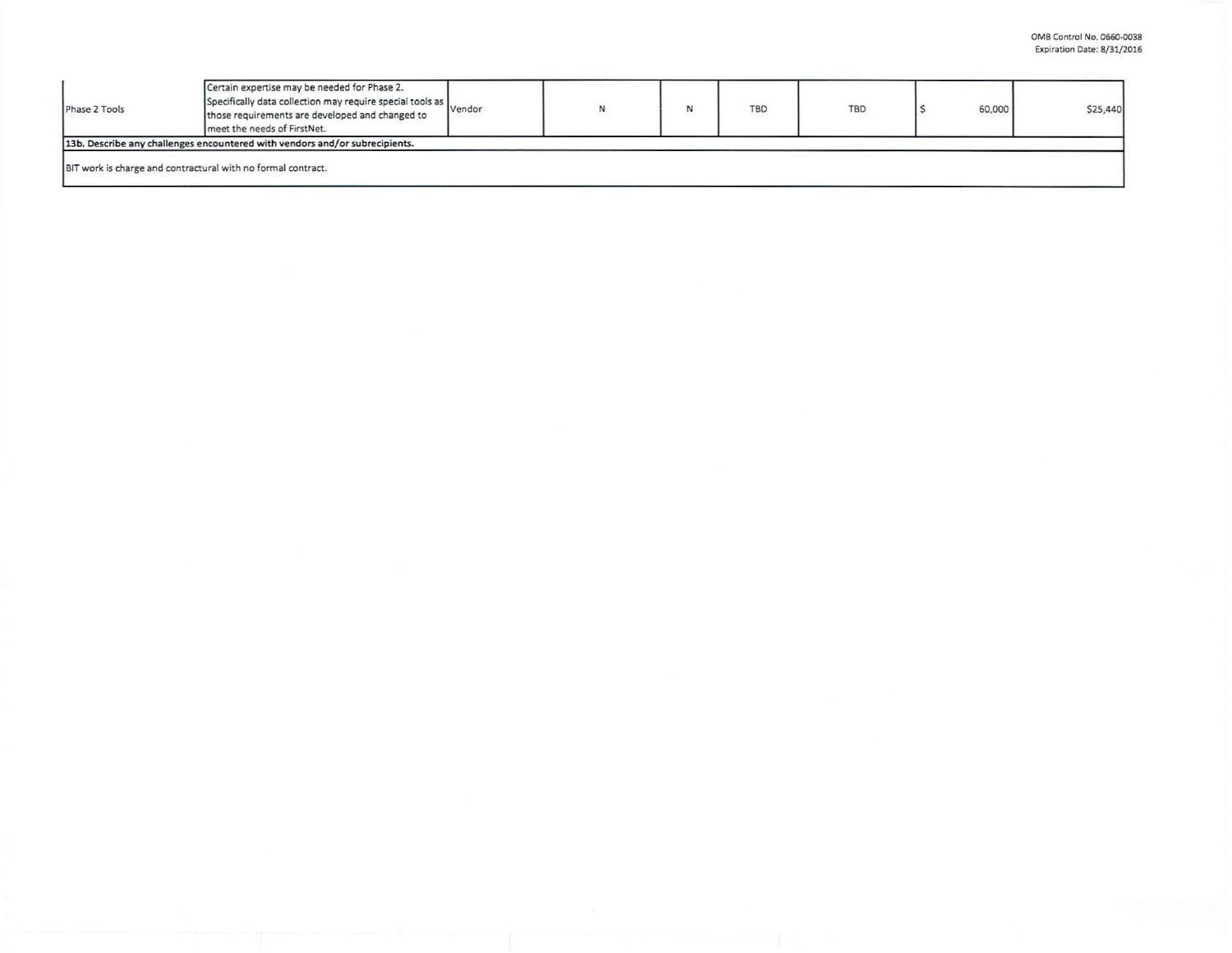| | | | | | | | | |
|---|---|---|---|---|---|---|---|---|
| Phase 2 Tools | Certain expertise may be needed for Phase 2. Specifically data collection may require special tools as those requirements are developed and changed to meet the needs of FirstNet. | Vendor | N | N | TBD | TBD | $ 60,000 | $25,440 |

**13b. Describe any challenges encountered with vendors and/or subrecipients.**

BIT work is charge and contractural with no formal contract.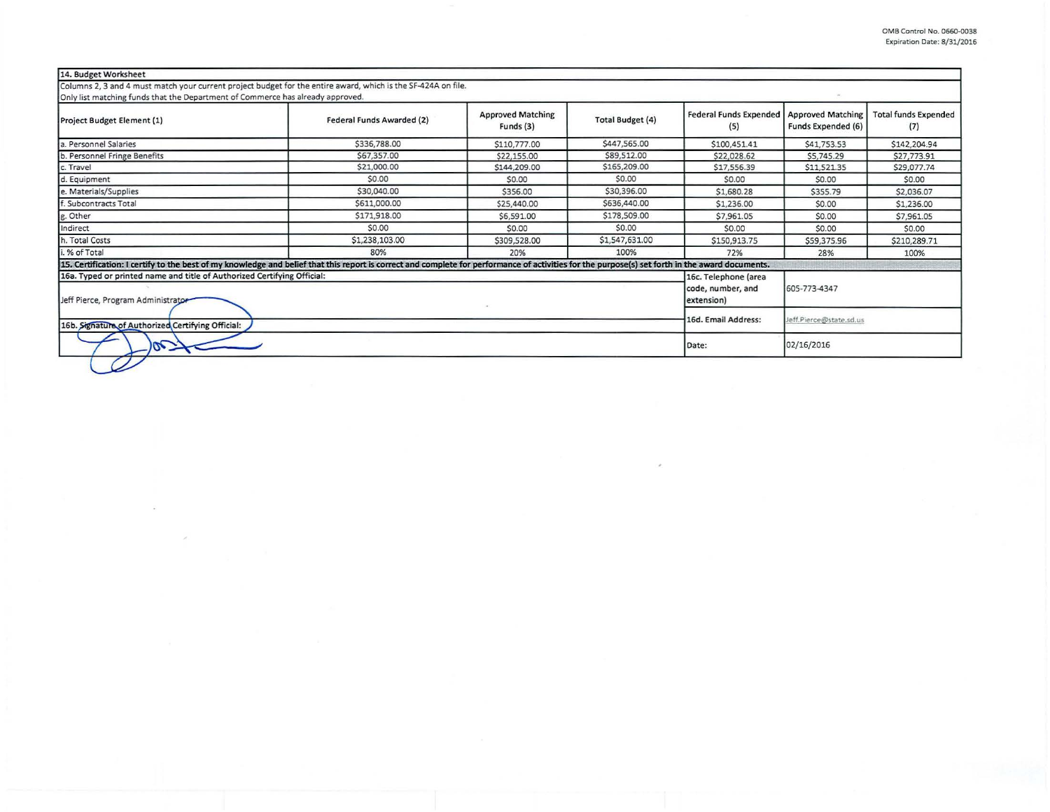OMB Control No. 0660-0038
Expiration Date: 8/31/2016

**14. Budget Worksheet**

Columns 2, 3 and 4 must match your current project budget for the entire award, which is the SF-424A on file.
Only list matching funds that the Department of Commerce has already approved.

| Project Budget Element (1) | Federal Funds Awarded (2) | Approved Matching Funds (3) | Total Budget (4) | Federal Funds Expended (5) | Approved Matching Funds Expended (6) | Total funds Expended (7) |
|---|---|---|---|---|---|---|
| a. Personnel Salaries | $336,788.00 | $110,777.00 | $447,565.00 | $100,451.41 | $41,753.53 | $142,204.94 |
| b. Personnel Fringe Benefits | $67,357.00 | $22,155.00 | $89,512.00 | $22,028.62 | $5,745.29 | $27,773.91 |
| c. Travel | $21,000.00 | $144,209.00 | $165,209.00 | $17,556.39 | $11,521.35 | $29,077.74 |
| d. Equipment | $0.00 | $0.00 | $0.00 | $0.00 | $0.00 | $0.00 |
| e. Materials/Supplies | $30,040.00 | $356.00 | $30,396.00 | $1,680.28 | $355.79 | $2,036.07 |
| f. Subcontracts Total | $611,000.00 | $25,440.00 | $636,440.00 | $1,236.00 | $0.00 | $1,236.00 |
| g. Other | $171,918.00 | $6,591.00 | $178,509.00 | $7,961.05 | $0.00 | $7,961.05 |
| Indirect | $0.00 | $0.00 | $0.00 | $0.00 | $0.00 | $0.00 |
| h. Total Costs | $1,238,103.00 | $309,528.00 | $1,547,631.00 | $150,913.75 | $59,375.96 | $210,289.71 |
| i. % of Total | 80% | 20% | 100% | 72% | 28% | 100% |

**15. Certification: I certify to the best of my knowledge and belief that this report is correct and complete for performance of activities for the purpose(s) set forth in the award documents.**

| | | |
|---|---|---|
| **16a. Typed or printed name and title of Authorized Certifying Official:** Jeff Pierce, Program Administrator | 16c. Telephone (area code, number, and extension) | 605-773-4347 |
| **16b. Signature of Authorized Certifying Official:** | 16d. Email Address: | Jeff.Pierce@state.sd.us |
| | Date: | 02/16/2016 |